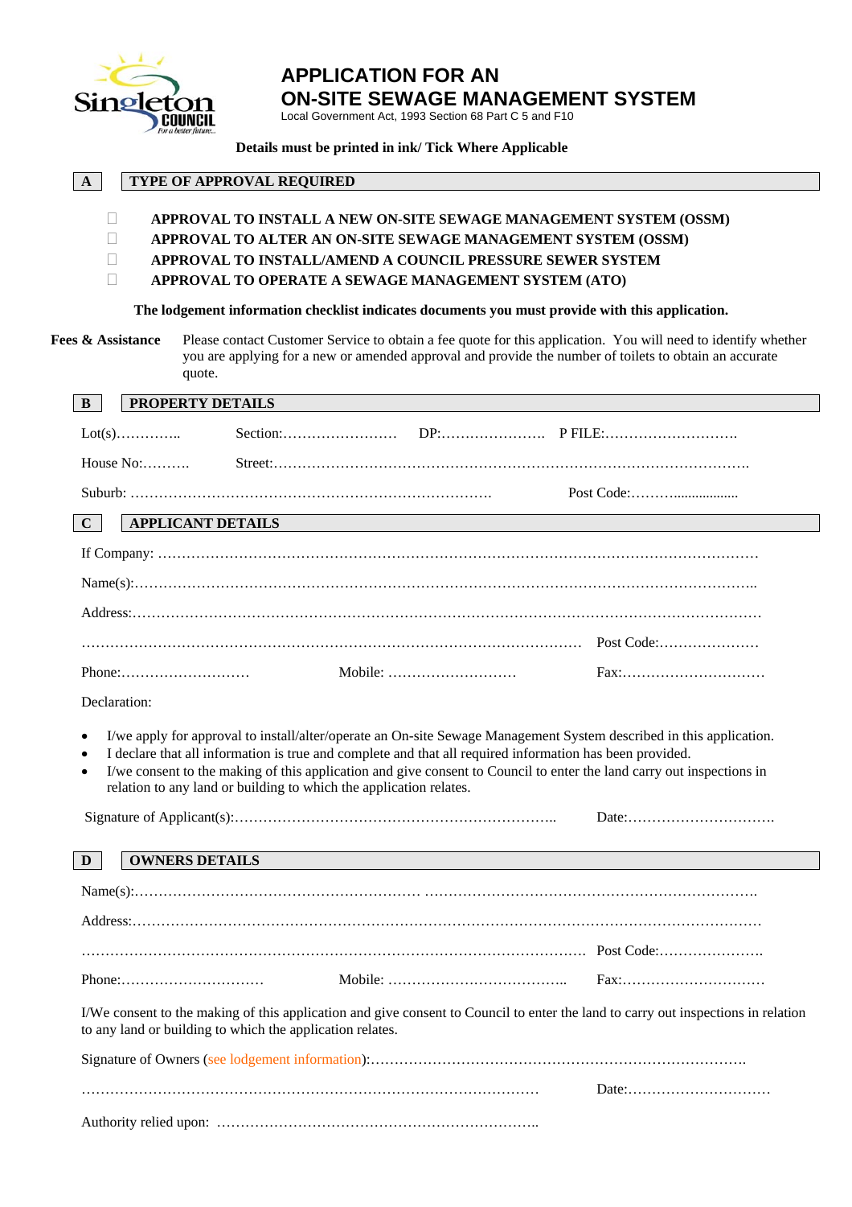# APPLICATION FOR AN ON-SITE SEWAGE MANAGEMENT SYSTEM

Local Government Act, 1993 Section 68 Part C 5 and F10

**Details must be printed in ink/ Tick Where Applicable**

## A TYPE OF APPROVAL REQUIRED

- ☐ **APPROVAL TO INSTALL A NEW ON-SITE SEWAGE MANAGEMENT SYSTEM (OSSM)**
- ☐ **APPROVAL TO ALTER AN ON-SITE SEWAGE MANAGEMENT SYSTEM (OSSM)**
- ☐ **APPROVAL TO INSTALL/AMEND A COUNCIL PRESSURE SEWER SYSTEM**
- ☐ **APPROVAL TO OPERATE A SEWAGE MANAGEMENT SYSTEM (ATO)**

**The lodgement information checklist indicates documents you must provide with this application.**

**Fees & Assistance** Please contact Customer Service to obtain a fee quote for this application. You will need to identify whether you are applying for a new or amended approval and provide the number of toilets to obtain an accurate quote.

## B PROPERTY DETAILS

Lot(s)………….. Section:…………………… DP:………………… P FILE:……………………….

House No:………. Street:…………………………………………………………………………………….

Suburb: ………………………………………………………………. Post Code:……….................

## C APPLICANT DETAILS

If Company: ……………………………………………………………………………………………………

Name(s):……………………………………………………………………………………………………..

Address:………………………………………………………………………………………………………

………………………………………………………………………………………… Post Code:…………………

Phone:……………………… Mobile: ……………………… Fax:…………………………

Declaration:

- I/we apply for approval to install/alter/operate an On-site Sewage Management System described in this application.
- I declare that all information is true and complete and that all required information has been provided.
- I/we consent to the making of this application and give consent to Council to enter the land carry out inspections in relation to any land or building to which the application relates.

Signature of Applicant(s):………………………………………………………….. Date:………………………….

## D OWNERS DETAILS

Name(s):…………………………………………………… ……………………………………………………………

Address:………………………………………………………………………………………………………

………………………………………………………………………………………… Post Code:………………….

Phone:………………………… Mobile: ……………………………….. Fax:…………………………

I/We consent to the making of this application and give consent to Council to enter the land to carry out inspections in relation to any land or building to which the application relates.

Signature of Owners (see lodgement information):…………………………………………………………………….

…………………………………………………………………………………… Date:…………………………

Authority relied upon: …………………………………………………………..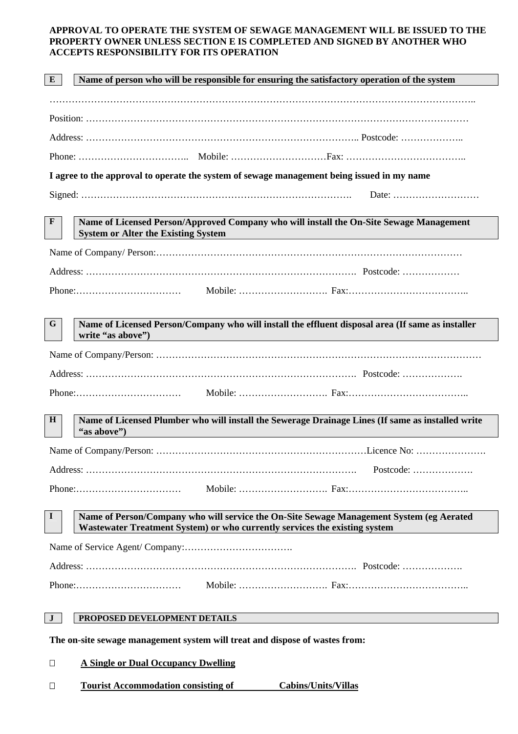**APPROVAL TO OPERATE THE SYSTEM OF SEWAGE MANAGEMENT WILL BE ISSUED TO THE PROPERTY OWNER UNLESS SECTION E IS COMPLETED AND SIGNED BY ANOTHER WHO ACCEPTS RESPONSIBILITY FOR ITS OPERATION**

## E — Name of person who will be responsible for ensuring the satisfactory operation of the system

……………………………………………………………………………………………………………………..

Position: ………………………………………………………………………………………………………

Address: ………………………………………………………………………….. Postcode: ……………..

Phone: …………………………….. Mobile: …………………………Fax: ………………………………..

**I agree to the approval to operate the system of sewage management being issued in my name**

Signed: ………………………………………………………………………. Date: ………………………

## F — Name of Licensed Person/Approved Company who will install the On-Site Sewage Management System or Alter the Existing System

Name of Company/ Person:……………………………………………………………………………………

Address: ………………………………………………………………………. Postcode: ………………

Phone:…………………………… Mobile: ………………………. Fax:………………………………..

## G — Name of Licensed Person/Company who will install the effluent disposal area (If same as installer write "as above")

Name of Company/Person: ………………………………………………………………………………………

Address: ………………………………………………………………………. Postcode: ……………….

Phone:…………………………… Mobile: ………………………. Fax:………………………………..

## H — Name of Licensed Plumber who will install the Sewerage Drainage Lines (If same as installed write "as above")

Name of Company/Person: …………………………………………………………Licence No: ………………….

Address: ………………………………………………………………………. Postcode: ……………….

Phone:…………………………… Mobile: ………………………. Fax:………………………………..

## I — Name of Person/Company who will service the On-Site Sewage Management System (eg Aerated Wastewater Treatment System) or who currently services the existing system

Name of Service Agent/ Company:…………………………….

Address: ………………………………………………………………………. Postcode: ……………….

Phone:…………………………… Mobile: ………………………. Fax:………………………………..

## J — PROPOSED DEVELOPMENT DETAILS

**The on-site sewage management system will treat and dispose of wastes from:**

☐ **A Single or Dual Occupancy Dwelling**

☐ **Tourist Accommodation consisting of ________ Cabins/Units/Villas**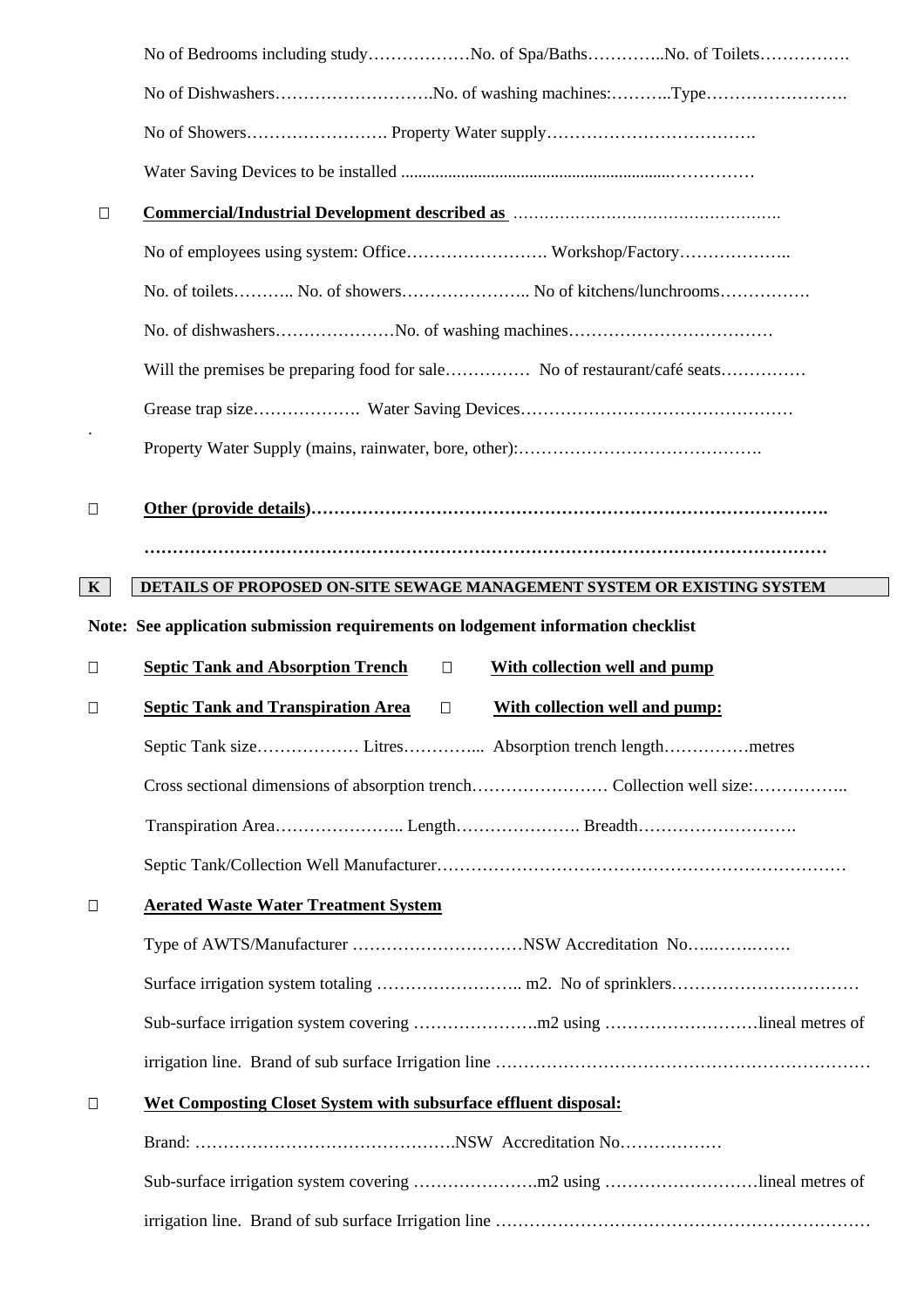No of Bedrooms including study………………No. of Spa/Baths…………..No. of Toilets…………….

No of Dishwashers……………………….No. of washing machines:………..Type…………………….

No of Showers……………………. Property Water supply……………………………….

Water Saving Devices to be installed ..................................................................……………

☐ **Commercial/Industrial Development described as** …………………………………………….

No of employees using system: Office……………………. Workshop/Factory………………..

No. of toilets……….. No. of showers………………….. No of kitchens/lunchrooms…………….

No. of dishwashers…………………No. of washing machines………………………………

Will the premises be preparing food for sale…………… No of restaurant/café seats……………

Grease trap size………………. Water Saving Devices…………………………………………

Property Water Supply (mains, rainwater, bore, other):…………………………………….

☐ **Other (provide details)……………………………………………………………………………….**

**…………………………………………………………………………………………………………**

**K** | **DETAILS OF PROPOSED ON-SITE SEWAGE MANAGEMENT SYSTEM OR EXISTING SYSTEM**

**Note: See application submission requirements on lodgement information checklist**

☐ **Septic Tank and Absorption Trench** ☐ **With collection well and pump**

☐ **Septic Tank and Transpiration Area** ☐ **With collection well and pump:**

Septic Tank size……………… Litres…………... Absorption trench length……………metres

Cross sectional dimensions of absorption trench…………………… Collection well size:……………..

Transpiration Area………………….. Length…………………. Breadth……………………….

Septic Tank/Collection Well Manufacturer……………………………………………………………

☐ **Aerated Waste Water Treatment System**

Type of AWTS/Manufacturer …………………………NSW Accreditation No…..…….……

Surface irrigation system totaling …………………….. m2. No of sprinklers……………………………

Sub-surface irrigation system covering ………………….m2 using ………………………lineal metres of irrigation line. Brand of sub surface Irrigation line …………………………………………………………

☐ **Wet Composting Closet System with subsurface effluent disposal:**

Brand: ……………………………………….NSW Accreditation No………………

Sub-surface irrigation system covering ………………….m2 using ………………………lineal metres of irrigation line. Brand of sub surface Irrigation line …………………………………………………………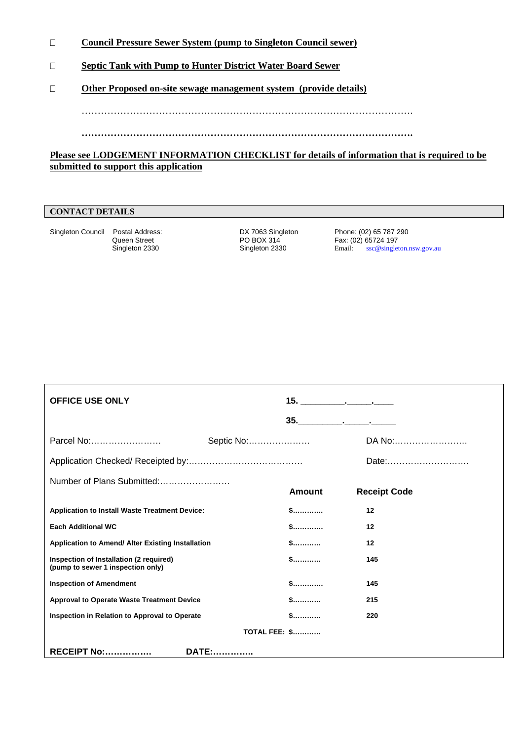☐ **<u>Council Pressure Sewer System (pump to Singleton Council sewer)</u>**

☐ **<u>Septic Tank with Pump to Hunter District Water Board Sewer</u>**

☐ **<u>Other Proposed on-site sewage management system (provide details)</u>**

…………………………………………………………………………………………….

**…………………………………………………………………………………………….**

**<u>Please see LODGEMENT INFORMATION CHECKLIST for details of information that is required to be submitted to support this application</u>**

## CONTACT DETAILS

| | | | |
|---|---|---|---|
| Singleton Council | Postal Address:<br>Queen Street<br>Singleton 2330 | DX 7063 Singleton<br>PO BOX 314<br>Singleton 2330 | Phone: (02) 65 787 290<br>Fax: (02) 65724 197<br>Email: ssc@singleton.nsw.gov.au |

**OFFICE USE ONLY**

**15. _________._____.____**

**35._________._____._____**

Parcel No:…………………… Septic No:………………… DA No:……………………

Application Checked/ Receipted by:………………………………… Date:……………………….

Number of Plans Submitted:……………………

| | Amount | Receipt Code |
|---|---|---|
| **Application to Install Waste Treatment Device:** | **$…………** | **12** |
| **Each Additional WC** | **$…………** | **12** |
| **Application to Amend/ Alter Existing Installation** | **$………..** | **12** |
| **Inspection of Installation (2 required)<br>(pump to sewer 1 inspection only)** | **$………..** | **145** |
| **Inspection of Amendment** | **$…………** | **145** |
| **Approval to Operate Waste Treatment Device** | **$………..** | **215** |
| **Inspection in Relation to Approval to Operate** | **$………..** | **220** |
| **TOTAL FEE:** | **$………..** | |

**RECEIPT No:……………. DATE:…………..**